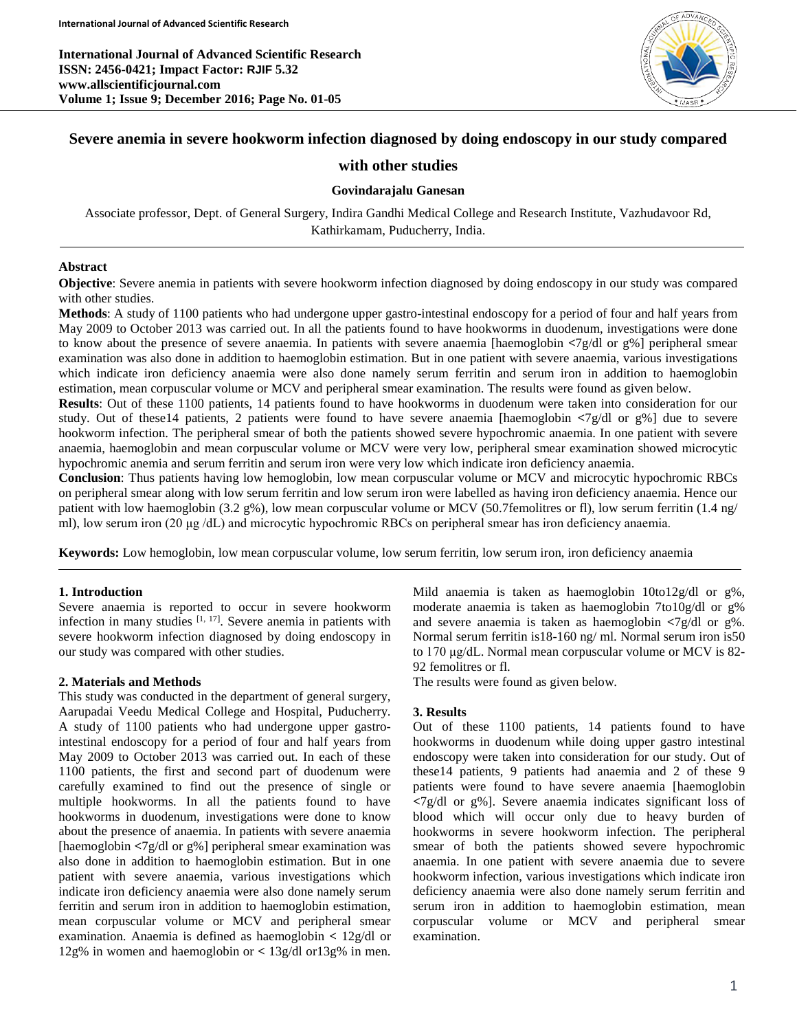# Severe anemia in severe hookworm infection diagnosed by doing endoscopy in our study compared with other studies

**Govindarajalu Ganesan**

Associate professor, Dept. of General Surgery, Indira Gandhi Medical College and Research Institute, Vazhudavoor Rd, Kathirkamam, Puducherry, India.

## Abstract

**Objective**: Severe anemia in patients with severe hookworm infection diagnosed by doing endoscopy in our study was compared with other studies.

**Methods**: A study of 1100 patients who had undergone upper gastro-intestinal endoscopy for a period of four and half years from May 2009 to October 2013 was carried out. In all the patients found to have hookworms in duodenum, investigations were done to know about the presence of severe anaemia. In patients with severe anaemia [haemoglobin <7g/dl or g%] peripheral smear examination was also done in addition to haemoglobin estimation. But in one patient with severe anaemia, various investigations which indicate iron deficiency anaemia were also done namely serum ferritin and serum iron in addition to haemoglobin estimation, mean corpuscular volume or MCV and peripheral smear examination. The results were found as given below.

**Results**: Out of these 1100 patients, 14 patients found to have hookworms in duodenum were taken into consideration for our study. Out of these14 patients, 2 patients were found to have severe anaemia [haemoglobin <7g/dl or g%] due to severe hookworm infection. The peripheral smear of both the patients showed severe hypochromic anaemia. In one patient with severe anaemia, haemoglobin and mean corpuscular volume or MCV were very low, peripheral smear examination showed microcytic hypochromic anemia and serum ferritin and serum iron were very low which indicate iron deficiency anaemia.

**Conclusion**: Thus patients having low hemoglobin, low mean corpuscular volume or MCV and microcytic hypochromic RBCs on peripheral smear along with low serum ferritin and low serum iron were labelled as having iron deficiency anaemia. Hence our patient with low haemoglobin (3.2 g%), low mean corpuscular volume or MCV (50.7femolitres or fl), low serum ferritin (1.4 ng/ ml), low serum iron (20 µg /dL) and microcytic hypochromic RBCs on peripheral smear has iron deficiency anaemia.

**Keywords:** Low hemoglobin, low mean corpuscular volume, low serum ferritin, low serum iron, iron deficiency anaemia

## 1. Introduction

Severe anaemia is reported to occur in severe hookworm infection in many studies [1, 17]. Severe anemia in patients with severe hookworm infection diagnosed by doing endoscopy in our study was compared with other studies.

## 2. Materials and Methods

This study was conducted in the department of general surgery, Aarupadai Veedu Medical College and Hospital, Puducherry. A study of 1100 patients who had undergone upper gastro-intestinal endoscopy for a period of four and half years from May 2009 to October 2013 was carried out. In each of these 1100 patients, the first and second part of duodenum were carefully examined to find out the presence of single or multiple hookworms. In all the patients found to have hookworms in duodenum, investigations were done to know about the presence of severe anaemia. In patients with severe anaemia [haemoglobin <7g/dl or g%] peripheral smear examination was also done in addition to haemoglobin estimation. But in one patient with severe anaemia, various investigations which indicate iron deficiency anaemia were also done namely serum ferritin and serum iron in addition to haemoglobin estimation, mean corpuscular volume or MCV and peripheral smear examination. Anaemia is defined as haemoglobin < 12g/dl or 12g% in women and haemoglobin or < 13g/dl or13g% in men. Mild anaemia is taken as haemoglobin 10to12g/dl or g%, moderate anaemia is taken as haemoglobin 7to10g/dl or g% and severe anaemia is taken as haemoglobin <7g/dl or g%. Normal serum ferritin is18-160 ng/ ml. Normal serum iron is50 to 170 µg/dL. Normal mean corpuscular volume or MCV is 82-92 femolitres or fl.

The results were found as given below.

## 3. Results

Out of these 1100 patients, 14 patients found to have hookworms in duodenum while doing upper gastro intestinal endoscopy were taken into consideration for our study. Out of these14 patients, 9 patients had anaemia and 2 of these 9 patients were found to have severe anaemia [haemoglobin <7g/dl or g%]. Severe anaemia indicates significant loss of blood which will occur only due to heavy burden of hookworms in severe hookworm infection. The peripheral smear of both the patients showed severe hypochromic anaemia. In one patient with severe anaemia due to severe hookworm infection, various investigations which indicate iron deficiency anaemia were also done namely serum ferritin and serum iron in addition to haemoglobin estimation, mean corpuscular volume or MCV and peripheral smear examination.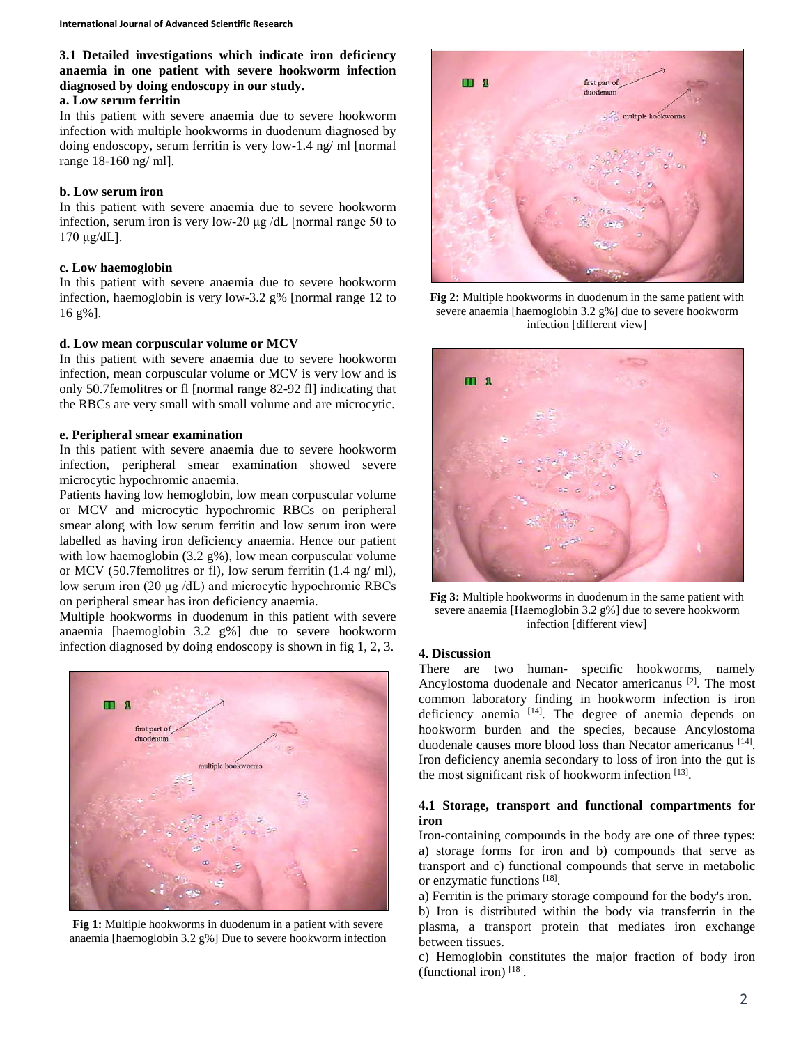### 3.1 Detailed investigations which indicate iron deficiency anaemia in one patient with severe hookworm infection diagnosed by doing endoscopy in our study.

#### a. Low serum ferritin

In this patient with severe anaemia due to severe hookworm infection with multiple hookworms in duodenum diagnosed by doing endoscopy, serum ferritin is very low-1.4 ng/ ml [normal range 18-160 ng/ ml].

#### b. Low serum iron

In this patient with severe anaemia due to severe hookworm infection, serum iron is very low-20 μg /dL [normal range 50 to 170 μg/dL].

#### c. Low haemoglobin

In this patient with severe anaemia due to severe hookworm infection, haemoglobin is very low-3.2 g% [normal range 12 to 16 g%].

#### d. Low mean corpuscular volume or MCV

In this patient with severe anaemia due to severe hookworm infection, mean corpuscular volume or MCV is very low and is only 50.7femolitres or fl [normal range 82-92 fl] indicating that the RBCs are very small with small volume and are microcytic.

#### e. Peripheral smear examination

In this patient with severe anaemia due to severe hookworm infection, peripheral smear examination showed severe microcytic hypochromic anaemia.

Patients having low hemoglobin, low mean corpuscular volume or MCV and microcytic hypochromic RBCs on peripheral smear along with low serum ferritin and low serum iron were labelled as having iron deficiency anaemia. Hence our patient with low haemoglobin (3.2 g%), low mean corpuscular volume or MCV (50.7femolitres or fl), low serum ferritin (1.4 ng/ ml), low serum iron (20 μg /dL) and microcytic hypochromic RBCs on peripheral smear has iron deficiency anaemia.

Multiple hookworms in duodenum in this patient with severe anaemia [haemoglobin 3.2 g%] due to severe hookworm infection diagnosed by doing endoscopy is shown in fig 1, 2, 3.

**Fig 1:** Multiple hookworms in duodenum in a patient with severe anaemia [haemoglobin 3.2 g%] Due to severe hookworm infection

**Fig 2:** Multiple hookworms in duodenum in the same patient with severe anaemia [haemoglobin 3.2 g%] due to severe hookworm infection [different view]

**Fig 3:** Multiple hookworms in duodenum in the same patient with severe anaemia [Haemoglobin 3.2 g%] due to severe hookworm infection [different view]

## 4. Discussion

There are two human- specific hookworms, namely Ancylostoma duodenale and Necator americanus [2]. The most common laboratory finding in hookworm infection is iron deficiency anemia [14]. The degree of anemia depends on hookworm burden and the species, because Ancylostoma duodenale causes more blood loss than Necator americanus [14]. Iron deficiency anemia secondary to loss of iron into the gut is the most significant risk of hookworm infection [13].

### 4.1 Storage, transport and functional compartments for iron

Iron-containing compounds in the body are one of three types: a) storage forms for iron and b) compounds that serve as transport and c) functional compounds that serve in metabolic or enzymatic functions [18].

a) Ferritin is the primary storage compound for the body's iron.

b) Iron is distributed within the body via transferrin in the plasma, a transport protein that mediates iron exchange between tissues.

c) Hemoglobin constitutes the major fraction of body iron (functional iron) [18].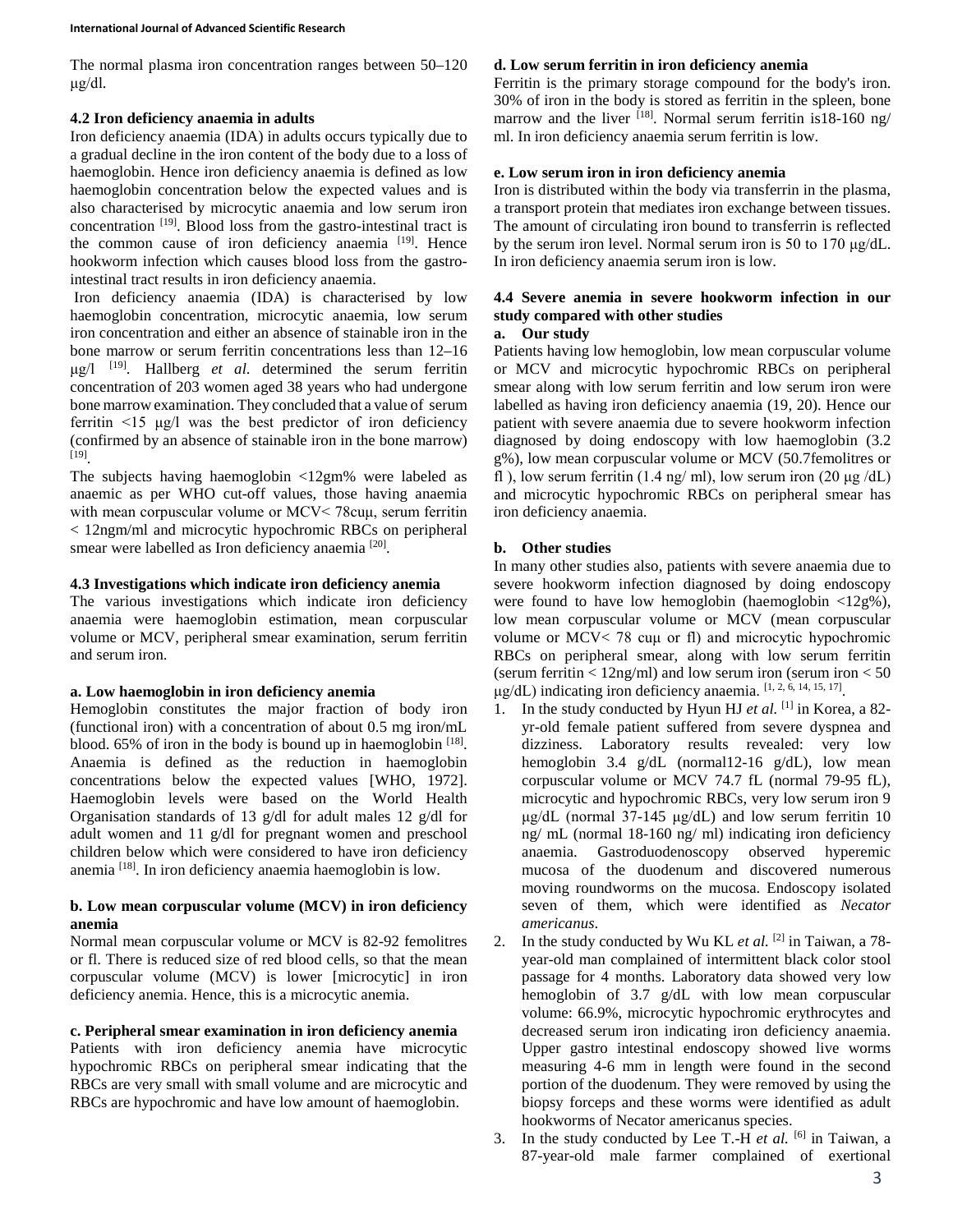The normal plasma iron concentration ranges between 50–120 μg/dl.

### 4.2 Iron deficiency anaemia in adults

Iron deficiency anaemia (IDA) in adults occurs typically due to a gradual decline in the iron content of the body due to a loss of haemoglobin. Hence iron deficiency anaemia is defined as low haemoglobin concentration below the expected values and is also characterised by microcytic anaemia and low serum iron concentration [19]. Blood loss from the gastro-intestinal tract is the common cause of iron deficiency anaemia [19]. Hence hookworm infection which causes blood loss from the gastro-intestinal tract results in iron deficiency anaemia.

Iron deficiency anaemia (IDA) is characterised by low haemoglobin concentration, microcytic anaemia, low serum iron concentration and either an absence of stainable iron in the bone marrow or serum ferritin concentrations less than 12–16 μg/l [19]. Hallberg *et al*. determined the serum ferritin concentration of 203 women aged 38 years who had undergone bone marrow examination. They concluded that a value of serum ferritin <15 μg/l was the best predictor of iron deficiency (confirmed by an absence of stainable iron in the bone marrow) [19].

The subjects having haemoglobin <12gm% were labeled as anaemic as per WHO cut-off values, those having anaemia with mean corpuscular volume or MCV< 78cuμ, serum ferritin < 12ngm/ml and microcytic hypochromic RBCs on peripheral smear were labelled as Iron deficiency anaemia [20].

### 4.3 Investigations which indicate iron deficiency anemia

The various investigations which indicate iron deficiency anaemia were haemoglobin estimation, mean corpuscular volume or MCV, peripheral smear examination, serum ferritin and serum iron.

#### a. Low haemoglobin in iron deficiency anemia

Hemoglobin constitutes the major fraction of body iron (functional iron) with a concentration of about 0.5 mg iron/mL blood. 65% of iron in the body is bound up in haemoglobin [18]. Anaemia is defined as the reduction in haemoglobin concentrations below the expected values [WHO, 1972]. Haemoglobin levels were based on the World Health Organisation standards of 13 g/dl for adult males 12 g/dl for adult women and 11 g/dl for pregnant women and preschool children below which were considered to have iron deficiency anemia [18]. In iron deficiency anaemia haemoglobin is low.

#### b. Low mean corpuscular volume (MCV) in iron deficiency anemia

Normal mean corpuscular volume or MCV is 82-92 femolitres or fl. There is reduced size of red blood cells, so that the mean corpuscular volume (MCV) is lower [microcytic] in iron deficiency anemia. Hence, this is a microcytic anemia.

#### c. Peripheral smear examination in iron deficiency anemia

Patients with iron deficiency anemia have microcytic hypochromic RBCs on peripheral smear indicating that the RBCs are very small with small volume and are microcytic and RBCs are hypochromic and have low amount of haemoglobin.

#### d. Low serum ferritin in iron deficiency anemia

Ferritin is the primary storage compound for the body's iron. 30% of iron in the body is stored as ferritin in the spleen, bone marrow and the liver [18]. Normal serum ferritin is18-160 ng/ ml. In iron deficiency anaemia serum ferritin is low.

#### e. Low serum iron in iron deficiency anemia

Iron is distributed within the body via transferrin in the plasma, a transport protein that mediates iron exchange between tissues. The amount of circulating iron bound to transferrin is reflected by the serum iron level. Normal serum iron is 50 to 170 μg/dL. In iron deficiency anaemia serum iron is low.

### 4.4 Severe anemia in severe hookworm infection in our study compared with other studies

#### a. Our study

Patients having low hemoglobin, low mean corpuscular volume or MCV and microcytic hypochromic RBCs on peripheral smear along with low serum ferritin and low serum iron were labelled as having iron deficiency anaemia (19, 20). Hence our patient with severe anaemia due to severe hookworm infection diagnosed by doing endoscopy with low haemoglobin (3.2 g%), low mean corpuscular volume or MCV (50.7femolitres or fl ), low serum ferritin (1.4 ng/ ml), low serum iron (20 μg /dL) and microcytic hypochromic RBCs on peripheral smear has iron deficiency anaemia.

#### b. Other studies

In many other studies also, patients with severe anaemia due to severe hookworm infection diagnosed by doing endoscopy were found to have low hemoglobin (haemoglobin <12g%), low mean corpuscular volume or MCV (mean corpuscular volume or MCV< 78 cuμ or fl) and microcytic hypochromic RBCs on peripheral smear, along with low serum ferritin (serum ferritin < 12ng/ml) and low serum iron (serum iron < 50 μg/dL) indicating iron deficiency anaemia. [1, 2, 6, 14, 15, 17].

1. In the study conducted by Hyun HJ *et al.* [1] in Korea, a 82-yr-old female patient suffered from severe dyspnea and dizziness. Laboratory results revealed: very low hemoglobin 3.4 g/dL (normal12-16 g/dL), low mean corpuscular volume or MCV 74.7 fL (normal 79-95 fL), microcytic and hypochromic RBCs, very low serum iron 9 μg/dL (normal 37-145 μg/dL) and low serum ferritin 10 ng/ mL (normal 18-160 ng/ ml) indicating iron deficiency anaemia. Gastroduodenoscopy observed hyperemic mucosa of the duodenum and discovered numerous moving roundworms on the mucosa. Endoscopy isolated seven of them, which were identified as *Necator americanus*.
2. In the study conducted by Wu KL *et al.* [2] in Taiwan, a 78-year-old man complained of intermittent black color stool passage for 4 months. Laboratory data showed very low hemoglobin of 3.7 g/dL with low mean corpuscular volume: 66.9%, microcytic hypochromic erythrocytes and decreased serum iron indicating iron deficiency anaemia. Upper gastro intestinal endoscopy showed live worms measuring 4-6 mm in length were found in the second portion of the duodenum. They were removed by using the biopsy forceps and these worms were identified as adult hookworms of Necator americanus species.
3. In the study conducted by Lee T.-H *et al.* [6] in Taiwan, a 87-year-old male farmer complained of exertional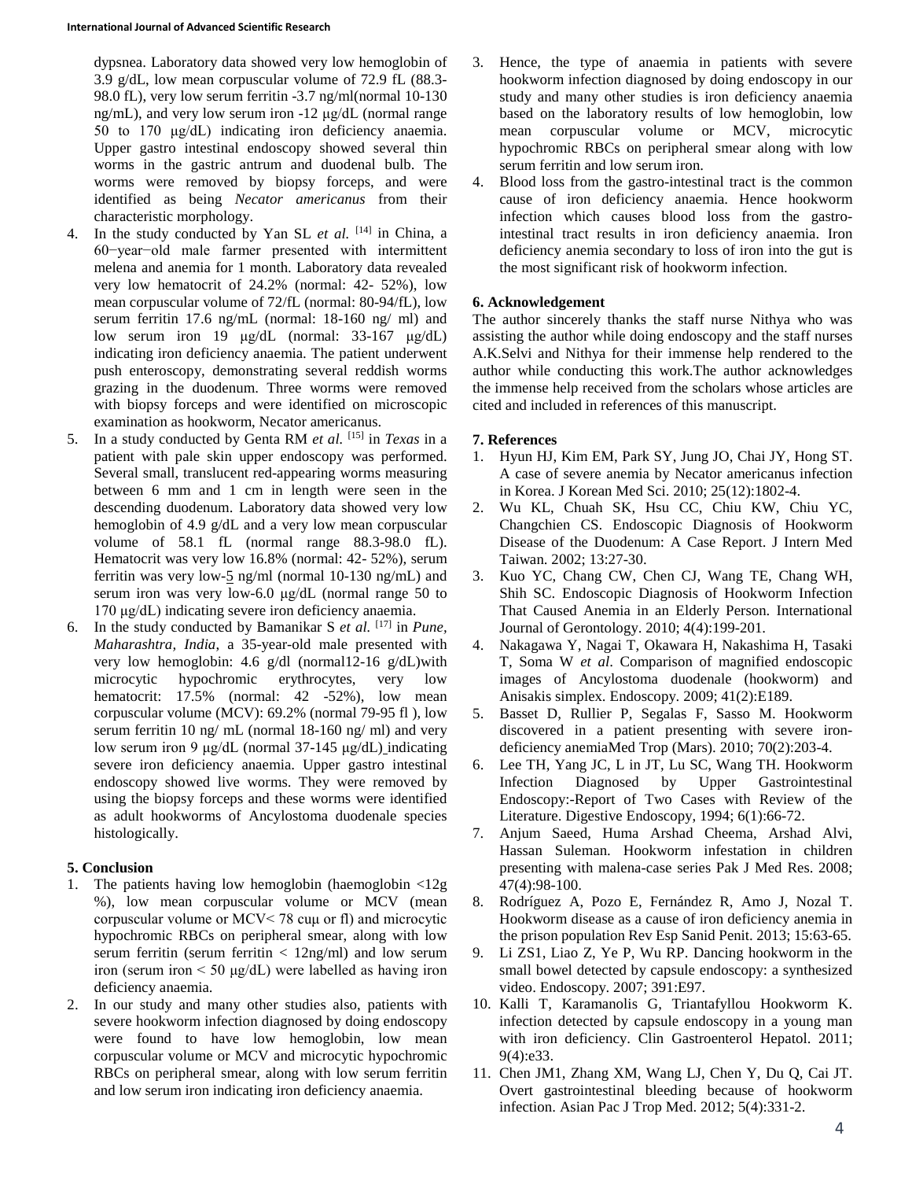dypsnea. Laboratory data showed very low hemoglobin of 3.9 g/dL, low mean corpuscular volume of 72.9 fL (88.3-98.0 fL), very low serum ferritin -3.7 ng/ml(normal 10-130 ng/mL), and very low serum iron -12 µg/dL (normal range 50 to 170 µg/dL) indicating iron deficiency anaemia. Upper gastro intestinal endoscopy showed several thin worms in the gastric antrum and duodenal bulb. The worms were removed by biopsy forceps, and were identified as being *Necator americanus* from their characteristic morphology.

4. In the study conducted by Yan SL *et al.* [14] in China, a 60−year−old male farmer presented with intermittent melena and anemia for 1 month. Laboratory data revealed very low hematocrit of 24.2% (normal: 42- 52%), low mean corpuscular volume of 72/fL (normal: 80-94/fL), low serum ferritin 17.6 ng/mL (normal: 18-160 ng/ ml) and low serum iron 19 µg/dL (normal: 33-167 µg/dL) indicating iron deficiency anaemia. The patient underwent push enteroscopy, demonstrating several reddish worms grazing in the duodenum. Three worms were removed with biopsy forceps and were identified on microscopic examination as hookworm, Necator americanus.
5. In a study conducted by Genta RM *et al.* [15] in *Texas* in a patient with pale skin upper endoscopy was performed. Several small, translucent red-appearing worms measuring between 6 mm and 1 cm in length were seen in the descending duodenum. Laboratory data showed very low hemoglobin of 4.9 g/dL and a very low mean corpuscular volume of 58.1 fL (normal range 88.3-98.0 fL). Hematocrit was very low 16.8% (normal: 42- 52%), serum ferritin was very low-5 ng/ml (normal 10-130 ng/mL) and serum iron was very low-6.0 µg/dL (normal range 50 to 170 µg/dL) indicating severe iron deficiency anaemia.
6. In the study conducted by Bamanikar S *et al.* [17] in *Pune, Maharashtra, India*, a 35-year-old male presented with very low hemoglobin: 4.6 g/dl (normal12-16 g/dL)with microcytic hypochromic erythrocytes, very low hematocrit: 17.5% (normal: 42 -52%), low mean corpuscular volume (MCV): 69.2% (normal 79-95 fl ), low serum ferritin 10 ng/ mL (normal 18-160 ng/ ml) and very low serum iron 9 µg/dL (normal 37-145 µg/dL) indicating severe iron deficiency anaemia. Upper gastro intestinal endoscopy showed live worms. They were removed by using the biopsy forceps and these worms were identified as adult hookworms of Ancylostoma duodenale species histologically.

## 5. Conclusion

1. The patients having low hemoglobin (haemoglobin <12g %), low mean corpuscular volume or MCV (mean corpuscular volume or MCV< 78 cuµ or fl) and microcytic hypochromic RBCs on peripheral smear, along with low serum ferritin (serum ferritin < 12ng/ml) and low serum iron (serum iron < 50 µg/dL) were labelled as having iron deficiency anaemia.
2. In our study and many other studies also, patients with severe hookworm infection diagnosed by doing endoscopy were found to have low hemoglobin, low mean corpuscular volume or MCV and microcytic hypochromic RBCs on peripheral smear, along with low serum ferritin and low serum iron indicating iron deficiency anaemia.
3. Hence, the type of anaemia in patients with severe hookworm infection diagnosed by doing endoscopy in our study and many other studies is iron deficiency anaemia based on the laboratory results of low hemoglobin, low mean corpuscular volume or MCV, microcytic hypochromic RBCs on peripheral smear along with low serum ferritin and low serum iron.
4. Blood loss from the gastro-intestinal tract is the common cause of iron deficiency anaemia. Hence hookworm infection which causes blood loss from the gastro-intestinal tract results in iron deficiency anaemia. Iron deficiency anemia secondary to loss of iron into the gut is the most significant risk of hookworm infection.

## 6. Acknowledgement

The author sincerely thanks the staff nurse Nithya who was assisting the author while doing endoscopy and the staff nurses A.K.Selvi and Nithya for their immense help rendered to the author while conducting this work.The author acknowledges the immense help received from the scholars whose articles are cited and included in references of this manuscript.

## 7. References

1. Hyun HJ, Kim EM, Park SY, Jung JO, Chai JY, Hong ST. A case of severe anemia by Necator americanus infection in Korea. J Korean Med Sci. 2010; 25(12):1802-4.
2. Wu KL, Chuah SK, Hsu CC, Chiu KW, Chiu YC, Changchien CS. Endoscopic Diagnosis of Hookworm Disease of the Duodenum: A Case Report. J Intern Med Taiwan. 2002; 13:27-30.
3. Kuo YC, Chang CW, Chen CJ, Wang TE, Chang WH, Shih SC. Endoscopic Diagnosis of Hookworm Infection That Caused Anemia in an Elderly Person. International Journal of Gerontology. 2010; 4(4):199-201.
4. Nakagawa Y, Nagai T, Okawara H, Nakashima H, Tasaki T, Soma W *et al*. Comparison of magnified endoscopic images of Ancylostoma duodenale (hookworm) and Anisakis simplex. Endoscopy. 2009; 41(2):E189.
5. Basset D, Rullier P, Segalas F, Sasso M. Hookworm discovered in a patient presenting with severe iron-deficiency anemiaMed Trop (Mars). 2010; 70(2):203-4.
6. Lee TH, Yang JC, L in JT, Lu SC, Wang TH. Hookworm Infection Diagnosed by Upper Gastrointestinal Endoscopy:-Report of Two Cases with Review of the Literature. Digestive Endoscopy, 1994; 6(1):66-72.
7. Anjum Saeed, Huma Arshad Cheema, Arshad Alvi, Hassan Suleman. Hookworm infestation in children presenting with malena-case series Pak J Med Res. 2008; 47(4):98-100.
8. Rodríguez A, Pozo E, Fernández R, Amo J, Nozal T. Hookworm disease as a cause of iron deficiency anemia in the prison population Rev Esp Sanid Penit. 2013; 15:63-65.
9. Li ZS1, Liao Z, Ye P, Wu RP. Dancing hookworm in the small bowel detected by capsule endoscopy: a synthesized video. Endoscopy. 2007; 391:E97.
10. Kalli T, Karamanolis G, Triantafyllou Hookworm K. infection detected by capsule endoscopy in a young man with iron deficiency. Clin Gastroenterol Hepatol. 2011; 9(4):e33.
11. Chen JM1, Zhang XM, Wang LJ, Chen Y, Du Q, Cai JT. Overt gastrointestinal bleeding because of hookworm infection. Asian Pac J Trop Med. 2012; 5(4):331-2.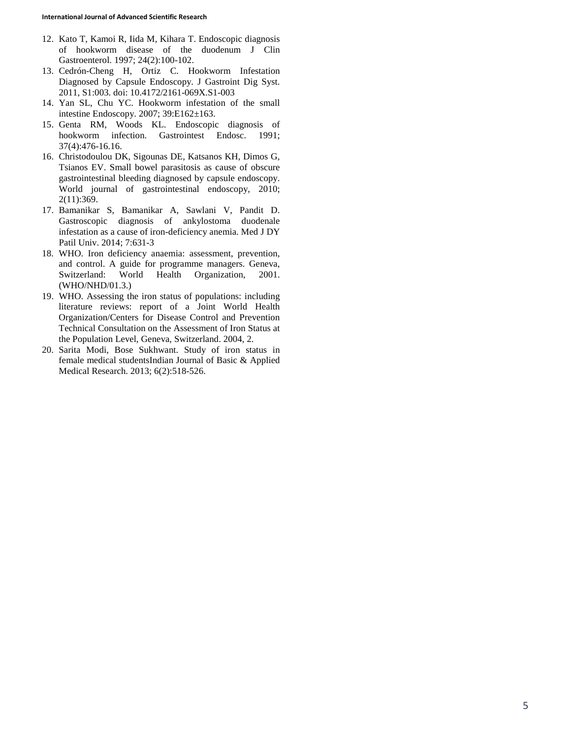12. Kato T, Kamoi R, Iida M, Kihara T. Endoscopic diagnosis of hookworm disease of the duodenum J Clin Gastroenterol. 1997; 24(2):100-102.
13. Cedrón-Cheng H, Ortiz C. Hookworm Infestation Diagnosed by Capsule Endoscopy. J Gastroint Dig Syst. 2011, S1:003. doi: 10.4172/2161-069X.S1-003
14. Yan SL, Chu YC. Hookworm infestation of the small intestine Endoscopy. 2007; 39:E162±163.
15. Genta RM, Woods KL. Endoscopic diagnosis of hookworm infection. Gastrointest Endosc. 1991; 37(4):476-16.16.
16. Christodoulou DK, Sigounas DE, Katsanos KH, Dimos G, Tsianos EV. Small bowel parasitosis as cause of obscure gastrointestinal bleeding diagnosed by capsule endoscopy. World journal of gastrointestinal endoscopy, 2010; 2(11):369.
17. Bamanikar S, Bamanikar A, Sawlani V, Pandit D. Gastroscopic diagnosis of ankylostoma duodenale infestation as a cause of iron-deficiency anemia. Med J DY Patil Univ. 2014; 7:631-3
18. WHO. Iron deficiency anaemia: assessment, prevention, and control. A guide for programme managers. Geneva, Switzerland: World Health Organization, 2001. (WHO/NHD/01.3.)
19. WHO. Assessing the iron status of populations: including literature reviews: report of a Joint World Health Organization/Centers for Disease Control and Prevention Technical Consultation on the Assessment of Iron Status at the Population Level, Geneva, Switzerland. 2004, 2.
20. Sarita Modi, Bose Sukhwant. Study of iron status in female medical studentsIndian Journal of Basic & Applied Medical Research. 2013; 6(2):518-526.